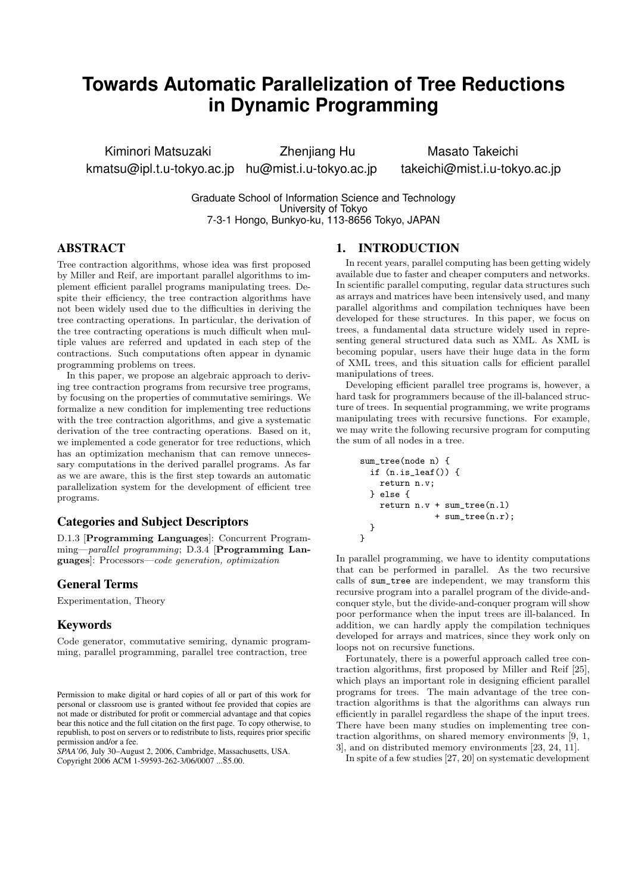# Towards Automatic Parallelization of Tree Reductions in Dynamic Programming

Kiminori Matsuzaki
kmatsu@ipl.t.u-tokyo.ac.jp

Zhenjiang Hu
hu@mist.i.u-tokyo.ac.jp

Masato Takeichi
takeichi@mist.i.u-tokyo.ac.jp

Graduate School of Information Science and Technology
University of Tokyo
7-3-1 Hongo, Bunkyo-ku, 113-8656 Tokyo, JAPAN

## ABSTRACT

Tree contraction algorithms, whose idea was first proposed by Miller and Reif, are important parallel algorithms to implement efficient parallel programs manipulating trees. Despite their efficiency, the tree contraction algorithms have not been widely used due to the difficulties in deriving the tree contracting operations. In particular, the derivation of the tree contracting operations is much difficult when multiple values are referred and updated in each step of the contractions. Such computations often appear in dynamic programming problems on trees.

In this paper, we propose an algebraic approach to deriving tree contraction programs from recursive tree programs, by focusing on the properties of commutative semirings. We formalize a new condition for implementing tree reductions with the tree contraction algorithms, and give a systematic derivation of the tree contracting operations. Based on it, we implemented a code generator for tree reductions, which has an optimization mechanism that can remove unnecessary computations in the derived parallel programs. As far as we are aware, this is the first step towards an automatic parallelization system for the development of efficient tree programs.

### Categories and Subject Descriptors

D.1.3 [**Programming Languages**]: Concurrent Programming—*parallel programming*; D.3.4 [**Programming Languages**]: Processors—*code generation, optimization*

### General Terms

Experimentation, Theory

### Keywords

Code generator, commutative semiring, dynamic programming, parallel programming, parallel tree contraction, tree

Permission to make digital or hard copies of all or part of this work for personal or classroom use is granted without fee provided that copies are not made or distributed for profit or commercial advantage and that copies bear this notice and the full citation on the first page. To copy otherwise, to republish, to post on servers or to redistribute to lists, requires prior specific permission and/or a fee.
*SPAA'06,* July 30–August 2, 2006, Cambridge, Massachusetts, USA.
Copyright 2006 ACM 1-59593-262-3/06/0007 ...$5.00.

## 1. INTRODUCTION

In recent years, parallel computing has been getting widely available due to faster and cheaper computers and networks. In scientific parallel computing, regular data structures such as arrays and matrices have been intensively used, and many parallel algorithms and compilation techniques have been developed for these structures. In this paper, we focus on trees, a fundamental data structure widely used in representing general structured data such as XML. As XML is becoming popular, users have their huge data in the form of XML trees, and this situation calls for efficient parallel manipulations of trees.

Developing efficient parallel tree programs is, however, a hard task for programmers because of the ill-balanced structure of trees. In sequential programming, we write programs manipulating trees with recursive functions. For example, we may write the following recursive program for computing the sum of all nodes in a tree.

```
sum_tree(node n) {
  if (n.is_leaf()) {
    return n.v;
  } else {
    return n.v + sum_tree(n.l)
               + sum_tree(n.r);
  }
}
```

In parallel programming, we have to identity computations that can be performed in parallel. As the two recursive calls of `sum_tree` are independent, we may transform this recursive program into a parallel program of the divide-and-conquer style, but the divide-and-conquer program will show poor performance when the input trees are ill-balanced. In addition, we can hardly apply the compilation techniques developed for arrays and matrices, since they work only on loops not on recursive functions.

Fortunately, there is a powerful approach called tree contraction algorithms, first proposed by Miller and Reif [25], which plays an important role in designing efficient parallel programs for trees. The main advantage of the tree contraction algorithms is that the algorithms can always run efficiently in parallel regardless the shape of the input trees. There have been many studies on implementing tree contraction algorithms, on shared memory environments [9, 1, 3], and on distributed memory environments [23, 24, 11].

In spite of a few studies [27, 20] on systematic development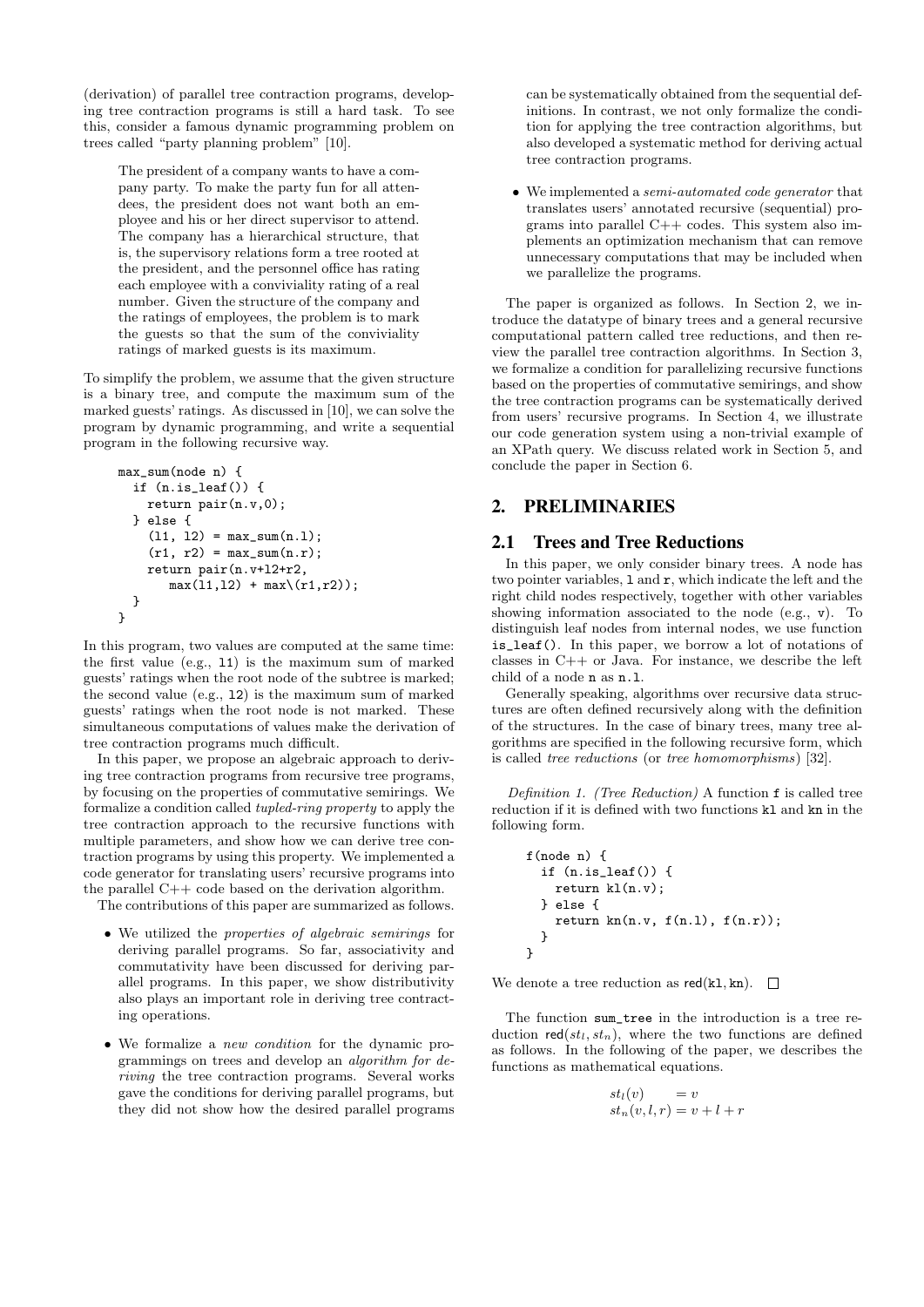(derivation) of parallel tree contraction programs, developing tree contraction programs is still a hard task. To see this, consider a famous dynamic programming problem on trees called "party planning problem" [10].

> The president of a company wants to have a company party. To make the party fun for all attendees, the president does not want both an employee and his or her direct supervisor to attend. The company has a hierarchical structure, that is, the supervisory relations form a tree rooted at the president, and the personnel office has rating each employee with a conviviality rating of a real number. Given the structure of the company and the ratings of employees, the problem is to mark the guests so that the sum of the conviviality ratings of marked guests is its maximum.

To simplify the problem, we assume that the given structure is a binary tree, and compute the maximum sum of the marked guests' ratings. As discussed in [10], we can solve the program by dynamic programming, and write a sequential program in the following recursive way.

```
max_sum(node n) {
  if (n.is_leaf()) {
    return pair(n.v,0);
  } else {
    (l1, l2) = max_sum(n.l);
    (r1, r2) = max_sum(n.r);
    return pair(n.v+l2+r2,
       max(l1,l2) + max\(r1,r2));
  }
}
```

In this program, two values are computed at the same time: the first value (e.g., `l1`) is the maximum sum of marked guests' ratings when the root node of the subtree is marked; the second value (e.g., `l2`) is the maximum sum of marked guests' ratings when the root node is not marked. These simultaneous computations of values make the derivation of tree contraction programs much difficult.

In this paper, we propose an algebraic approach to deriving tree contraction programs from recursive tree programs, by focusing on the properties of commutative semirings. We formalize a condition called *tupled-ring property* to apply the tree contraction approach to the recursive functions with multiple parameters, and show how we can derive tree contraction programs by using this property. We implemented a code generator for translating users' recursive programs into the parallel C++ code based on the derivation algorithm.

The contributions of this paper are summarized as follows.

- We utilized the *properties of algebraic semirings* for deriving parallel programs. So far, associativity and commutativity have been discussed for deriving parallel programs. In this paper, we show distributivity also plays an important role in deriving tree contracting operations.
- We formalize a *new condition* for the dynamic programmings on trees and develop an *algorithm for deriving* the tree contraction programs. Several works gave the conditions for deriving parallel programs, but they did not show how the desired parallel programs can be systematically obtained from the sequential definitions. In contrast, we not only formalize the condition for applying the tree contraction algorithms, but also developed a systematic method for deriving actual tree contraction programs.
- We implemented a *semi-automated code generator* that translates users' annotated recursive (sequential) programs into parallel C++ codes. This system also implements an optimization mechanism that can remove unnecessary computations that may be included when we parallelize the programs.

The paper is organized as follows. In Section 2, we introduce the datatype of binary trees and a general recursive computational pattern called tree reductions, and then review the parallel tree contraction algorithms. In Section 3, we formalize a condition for parallelizing recursive functions based on the properties of commutative semirings, and show the tree contraction programs can be systematically derived from users' recursive programs. In Section 4, we illustrate our code generation system using a non-trivial example of an XPath query. We discuss related work in Section 5, and conclude the paper in Section 6.

## 2. PRELIMINARIES

### 2.1 Trees and Tree Reductions

In this paper, we only consider binary trees. A node has two pointer variables, `l` and `r`, which indicate the left and the right child nodes respectively, together with other variables showing information associated to the node (e.g., `v`). To distinguish leaf nodes from internal nodes, we use function `is_leaf()`. In this paper, we borrow a lot of notations of classes in C++ or Java. For instance, we describe the left child of a node `n` as `n.l`.

Generally speaking, algorithms over recursive data structures are often defined recursively along with the definition of the structures. In the case of binary trees, many tree algorithms are specified in the following recursive form, which is called *tree reductions* (or *tree homomorphisms*) [32].

*Definition 1. (Tree Reduction)* A function `f` is called tree reduction if it is defined with two functions `kl` and `kn` in the following form.

```
f(node n) {
  if (n.is_leaf()) {
    return kl(n.v);
  } else {
    return kn(n.v, f(n.l), f(n.r));
  }
}
```

We denote a tree reduction as $\mathsf{red}(\mathtt{kl}, \mathtt{kn})$. □

The function `sum_tree` in the introduction is a tree reduction $\mathsf{red}(st_l, st_n)$, where the two functions are defined as follows. In the following of the paper, we describes the functions as mathematical equations.

$$
\begin{aligned}
st_l(v) &= v \\
st_n(v, l, r) &= v + l + r
\end{aligned}
$$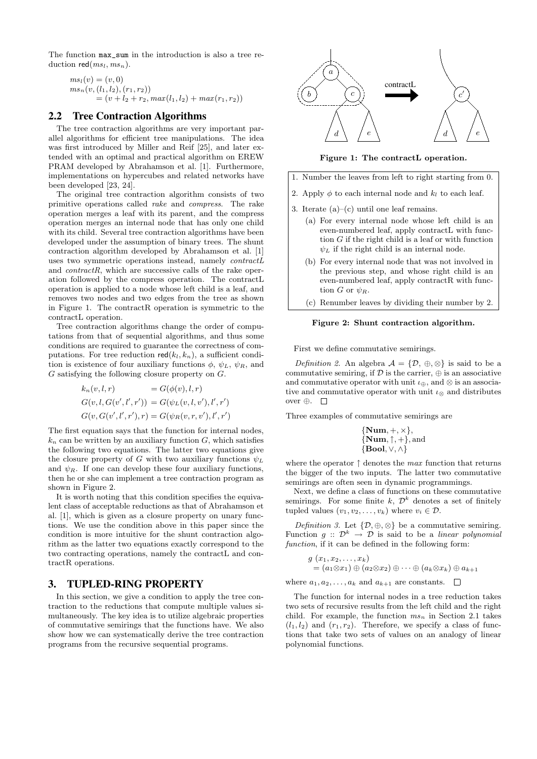The function `max_sum` in the introduction is also a tree reduction $\mathsf{red}(ms_l, ms_n)$.

$$
\begin{aligned}
& ms_l(v) = (v, 0) \\
& ms_n(v, (l_1, l_2), (r_1, r_2)) \\
& \quad = (v + l_2 + r_2, max(l_1, l_2) + max(r_1, r_2))
\end{aligned}
$$

## 2.2 Tree Contraction Algorithms

The tree contraction algorithms are very important parallel algorithms for efficient tree manipulations. The idea was first introduced by Miller and Reif [25], and later extended with an optimal and practical algorithm on EREW PRAM developed by Abrahamson et al. [1]. Furthermore, implementations on hypercubes and related networks have been developed [23, 24].

The original tree contraction algorithm consists of two primitive operations called *rake* and *compress*. The rake operation merges a leaf with its parent, and the compress operation merges an internal node that has only one child with its child. Several tree contraction algorithms have been developed under the assumption of binary trees. The shunt contraction algorithm developed by Abrahamson et al. [1] uses two symmetric operations instead, namely *contractL* and *contractR*, which are successive calls of the rake operation followed by the compress operation. The contractL operation is applied to a node whose left child is a leaf, and removes two nodes and two edges from the tree as shown in Figure 1. The contractR operation is symmetric to the contractL operation.

Tree contraction algorithms change the order of computations from that of sequential algorithms, and thus some conditions are required to guarantee the correctness of computations. For tree reduction $\mathsf{red}(k_l, k_n)$, a sufficient condition is existence of four auxiliary functions $\phi$, $\psi_L$, $\psi_R$, and $G$ satisfying the following closure property on $G$.

$$
\begin{aligned}
k_n(v, l, r) &= G(\phi(v), l, r) \\
G(v, l, G(v', l', r')) &= G(\psi_L(v, l, v'), l', r') \\
G(v, G(v', l', r'), r) &= G(\psi_R(v, r, v'), l', r')
\end{aligned}
$$

The first equation says that the function for internal nodes, $k_n$ can be written by an auxiliary function $G$, which satisfies the following two equations. The latter two equations give the closure property of $G$ with two auxiliary functions $\psi_L$ and $\psi_R$. If one can develop these four auxiliary functions, then he or she can implement a tree contraction program as shown in Figure 2.

It is worth noting that this condition specifies the equivalent class of acceptable reductions as that of Abrahamson et al. [1], which is given as a closure property on unary functions. We use the condition above in this paper since the condition is more intuitive for the shunt contraction algorithm as the latter two equations exactly correspond to the two contracting operations, namely the contractL and contractR operations.

# 3. TUPLED-RING PROPERTY

In this section, we give a condition to apply the tree contraction to the reductions that compute multiple values simultaneously. The key idea is to utilize algebraic properties of commutative semirings that the functions have. We also show how we can systematically derive the tree contraction programs from the recursive sequential programs.

**Figure 1: The contractL operation.**

1. Number the leaves from left to right starting from 0.
2. Apply $\phi$ to each internal node and $k_l$ to each leaf.
3. Iterate (a)–(c) until one leaf remains.
   - (a) For every internal node whose left child is an even-numbered leaf, apply contractL with function $G$ if the right child is a leaf or with function $\psi_L$ if the right child is an internal node.
   - (b) For every internal node that was not involved in the previous step, and whose right child is an even-numbered leaf, apply contractR with function $G$ or $\psi_R$.
   - (c) Renumber leaves by dividing their number by 2.

**Figure 2: Shunt contraction algorithm.**

First we define commutative semirings.

*Definition 2.* An algebra $\mathcal{A} = \{\mathcal{D}, \oplus, \otimes\}$ is said to be a commutative semiring, if $\mathcal{D}$ is the carrier, $\oplus$ is an associative and commutative operator with unit $\iota_\oplus$, and $\otimes$ is an associative and commutative operator with unit $\iota_\otimes$ and distributes over $\oplus$. □

Three examples of commutative semirings are

$$
\{\mathbf{Num}, +, \times\}, \quad \{\mathbf{Num}, \uparrow, +\}, \text{and} \quad \{\mathbf{Bool}, \vee, \wedge\}
$$

where the operator $\uparrow$ denotes the *max* function that returns the bigger of the two inputs. The latter two commutative semirings are often seen in dynamic programmings.

Next, we define a class of functions on these commutative semirings. For some finite $k$, $\mathcal{D}^k$ denotes a set of finitely tupled values $(v_1, v_2, \ldots, v_k)$ where $v_i \in \mathcal{D}$.

*Definition 3.* Let $\{\mathcal{D}, \oplus, \otimes\}$ be a commutative semiring. Function $g :: \mathcal{D}^k \to \mathcal{D}$ is said to be a *linear polynomial function*, if it can be defined in the following form:

$$
\begin{aligned}
& g\ (x_1, x_2, \ldots, x_k) \\
& \quad = (a_1 \otimes x_1) \oplus (a_2 \otimes x_2) \oplus \cdots \oplus (a_k \otimes x_k) \oplus a_{k+1}
\end{aligned}
$$

where $a_1, a_2, \ldots, a_k$ and $a_{k+1}$ are constants. □

The function for internal nodes in a tree reduction takes two sets of recursive results from the left child and the right child. For example, the function $ms_n$ in Section 2.1 takes $(l_1, l_2)$ and $(r_1, r_2)$. Therefore, we specify a class of functions that take two sets of values on an analogy of linear polynomial functions.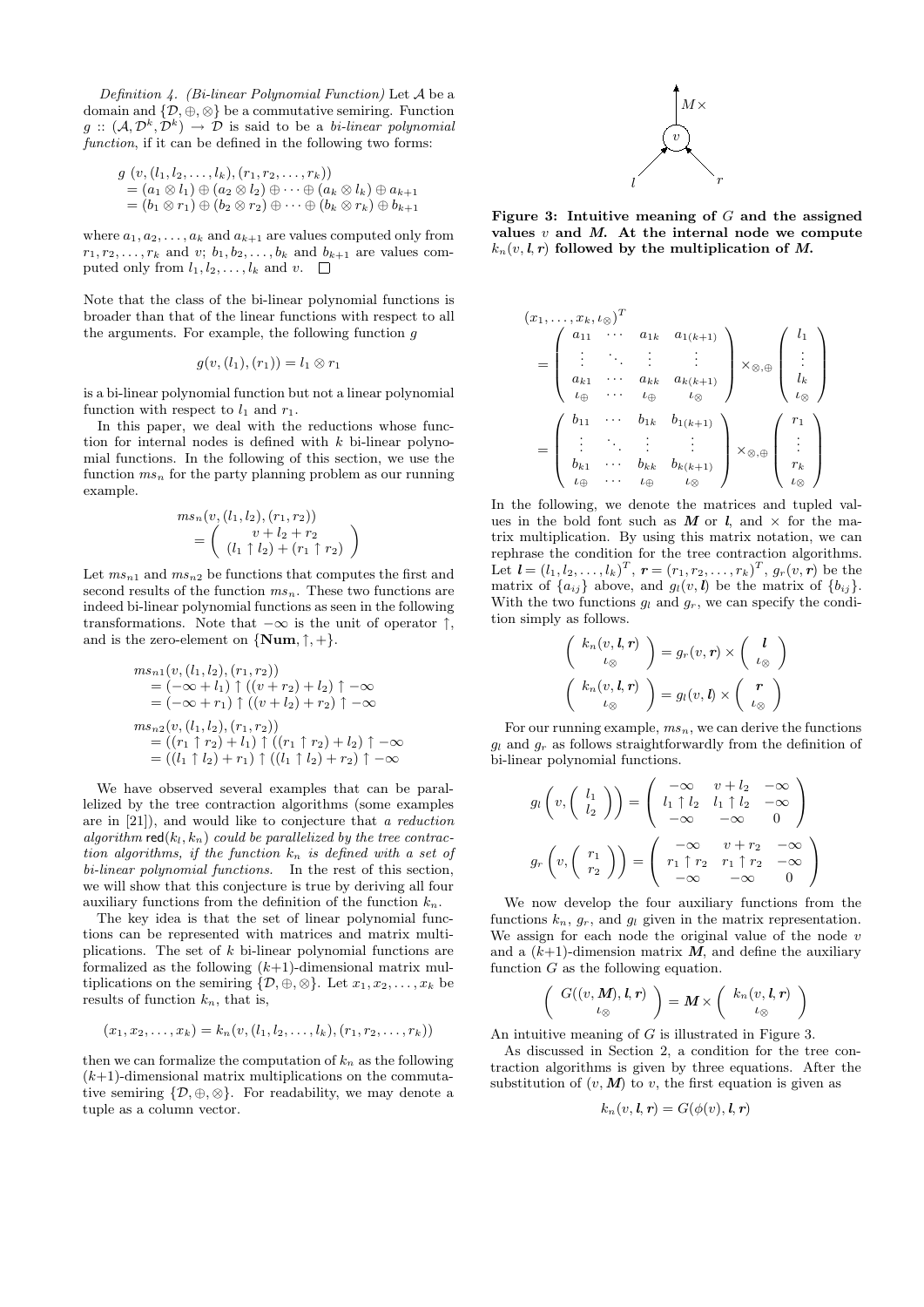*Definition 4. (Bi-linear Polynomial Function)* Let $\mathcal{A}$ be a domain and $\{\mathcal{D}, \oplus, \otimes\}$ be a commutative semiring. Function $g :: (\mathcal{A}, \mathcal{D}^k, \mathcal{D}^k) \to \mathcal{D}$ is said to be a *bi-linear polynomial function*, if it can be defined in the following two forms:

$$
\begin{aligned}
& g\ (v, (l_1, l_2, \ldots, l_k), (r_1, r_2, \ldots, r_k)) \\
&= (a_1 \otimes l_1) \oplus (a_2 \otimes l_2) \oplus \cdots \oplus (a_k \otimes l_k) \oplus a_{k+1} \\
&= (b_1 \otimes r_1) \oplus (b_2 \otimes r_2) \oplus \cdots \oplus (b_k \otimes r_k) \oplus b_{k+1}
\end{aligned}
$$

where $a_1, a_2, \ldots, a_k$ and $a_{k+1}$ are values computed only from $r_1, r_2, \ldots, r_k$ and $v$; $b_1, b_2, \ldots, b_k$ and $b_{k+1}$ are values computed only from $l_1, l_2, \ldots, l_k$ and $v$. □

Note that the class of the bi-linear polynomial functions is broader than that of the linear functions with respect to all the arguments. For example, the following function $g$

$$g(v, (l_1), (r_1)) = l_1 \otimes r_1$$

is a bi-linear polynomial function but not a linear polynomial function with respect to $l_1$ and $r_1$.

In this paper, we deal with the reductions whose function for internal nodes is defined with $k$ bi-linear polynomial functions. In the following of this section, we use the function $ms_n$ for the party planning problem as our running example.

$$
ms_n(v, (l_1, l_2), (r_1, r_2)) = \begin{pmatrix} v + l_2 + r_2 \\ (l_1 \uparrow l_2) + (r_1 \uparrow r_2) \end{pmatrix}
$$

Let $ms_{n1}$ and $ms_{n2}$ be functions that computes the first and second results of the function $ms_n$. These two functions are indeed bi-linear polynomial functions as seen in the following transformations. Note that $-\infty$ is the unit of operator $\uparrow$, and is the zero-element on $\{\mathbf{Num}, \uparrow, +\}$.

$$
\begin{aligned}
& ms_{n1}(v, (l_1, l_2), (r_1, r_2)) \\
&= (-\infty + l_1) \uparrow ((v + r_2) + l_2) \uparrow -\infty \\
&= (-\infty + r_1) \uparrow ((v + l_2) + r_2) \uparrow -\infty \\
& ms_{n2}(v, (l_1, l_2), (r_1, r_2)) \\
&= ((r_1 \uparrow r_2) + l_1) \uparrow ((r_1 \uparrow r_2) + l_2) \uparrow -\infty \\
&= ((l_1 \uparrow l_2) + r_1) \uparrow ((l_1 \uparrow l_2) + r_2) \uparrow -\infty
\end{aligned}
$$

We have observed several examples that can be parallelized by the tree contraction algorithms (some examples are in [21]), and would like to conjecture that *a reduction algorithm* $\mathsf{red}(k_l, k_n)$ *could be parallelized by the tree contraction algorithms, if the function* $k_n$ *is defined with a set of bi-linear polynomial functions.* In the rest of this section, we will show that this conjecture is true by deriving all four auxiliary functions from the definition of the function $k_n$.

The key idea is that the set of linear polynomial functions can be represented with matrices and matrix multiplications. The set of $k$ bi-linear polynomial functions are formalized as the following $(k+1)$-dimensional matrix multiplications on the semiring $\{\mathcal{D}, \oplus, \otimes\}$. Let $x_1, x_2, \ldots, x_k$ be results of function $k_n$, that is,

$$(x_1, x_2, \ldots, x_k) = k_n(v, (l_1, l_2, \ldots, l_k), (r_1, r_2, \ldots, r_k))$$

then we can formalize the computation of $k_n$ as the following $(k+1)$-dimensional matrix multiplications on the commutative semiring $\{\mathcal{D}, \oplus, \otimes\}$. For readability, we may denote a tuple as a column vector.

Figure 3: Intuitive meaning of $G$ and the assigned values $v$ and $M$. At the internal node we compute $k_n(v, \boldsymbol{l}, \boldsymbol{r})$ followed by the multiplication of $M$.

$$
\begin{aligned}
& (x_1, \ldots, x_k, \iota_\otimes)^T \\
&= \begin{pmatrix} a_{11} & \cdots & a_{1k} & a_{1(k+1)} \\ \vdots & \ddots & \vdots & \vdots \\ a_{k1} & \cdots & a_{kk} & a_{k(k+1)} \\ \iota_\oplus & \cdots & \iota_\oplus & \iota_\otimes \end{pmatrix} \times_{\otimes,\oplus} \begin{pmatrix} l_1 \\ \vdots \\ l_k \\ \iota_\otimes \end{pmatrix} \\
&= \begin{pmatrix} b_{11} & \cdots & b_{1k} & b_{1(k+1)} \\ \vdots & \ddots & \vdots & \vdots \\ b_{k1} & \cdots & b_{kk} & b_{k(k+1)} \\ \iota_\oplus & \cdots & \iota_\oplus & \iota_\otimes \end{pmatrix} \times_{\otimes,\oplus} \begin{pmatrix} r_1 \\ \vdots \\ r_k \\ \iota_\otimes \end{pmatrix}
\end{aligned}
$$

In the following, we denote the matrices and tupled values in the bold font such as $\boldsymbol{M}$ or $\boldsymbol{l}$, and $\times$ for the matrix multiplication. By using this matrix notation, we can rephrase the condition for the tree contraction algorithms. Let $\boldsymbol{l} = (l_1, l_2, \ldots, l_k)^T$, $\boldsymbol{r} = (r_1, r_2, \ldots, r_k)^T$, $g_r(v, \boldsymbol{r})$ be the matrix of $\{a_{ij}\}$ above, and $g_l(v, \boldsymbol{l})$ be the matrix of $\{b_{ij}\}$. With the two functions $g_l$ and $g_r$, we can specify the condition simply as follows.

$$
\begin{pmatrix} k_n(v, \boldsymbol{l}, \boldsymbol{r}) \\ \iota_\otimes \end{pmatrix} = g_r(v, \boldsymbol{r}) \times \begin{pmatrix} \boldsymbol{l} \\ \iota_\otimes \end{pmatrix}
$$

$$
\begin{pmatrix} k_n(v, \boldsymbol{l}, \boldsymbol{r}) \\ \iota_\otimes \end{pmatrix} = g_l(v, \boldsymbol{l}) \times \begin{pmatrix} \boldsymbol{r} \\ \iota_\otimes \end{pmatrix}
$$

For our running example, $ms_n$, we can derive the functions $g_l$ and $g_r$ as follows straightforwardly from the definition of bi-linear polynomial functions.

$$
g_l\left(v, \begin{pmatrix} l_1 \\ l_2 \end{pmatrix}\right) = \begin{pmatrix} -\infty & v + l_2 & -\infty \\ l_1 \uparrow l_2 & l_1 \uparrow l_2 & -\infty \\ -\infty & -\infty & 0 \end{pmatrix}
$$

$$
g_r\left(v, \begin{pmatrix} r_1 \\ r_2 \end{pmatrix}\right) = \begin{pmatrix} -\infty & v + r_2 & -\infty \\ r_1 \uparrow r_2 & r_1 \uparrow r_2 & -\infty \\ -\infty & -\infty & 0 \end{pmatrix}
$$

We now develop the four auxiliary functions from the functions $k_n$, $g_r$, and $g_l$ given in the matrix representation. We assign for each node the original value of the node $v$ and a $(k+1)$-dimension matrix $\boldsymbol{M}$, and define the auxiliary function $G$ as the following equation.

$$
\begin{pmatrix} G((v, \boldsymbol{M}), \boldsymbol{l}, \boldsymbol{r}) \\ \iota_\otimes \end{pmatrix} = \boldsymbol{M} \times \begin{pmatrix} k_n(v, \boldsymbol{l}, \boldsymbol{r}) \\ \iota_\otimes \end{pmatrix}
$$

An intuitive meaning of $G$ is illustrated in Figure 3.

As discussed in Section 2, a condition for the tree contraction algorithms is given by three equations. After the substitution of $(v, \boldsymbol{M})$ to $v$, the first equation is given as

$$k_n(v, \boldsymbol{l}, \boldsymbol{r}) = G(\phi(v), \boldsymbol{l}, \boldsymbol{r})$$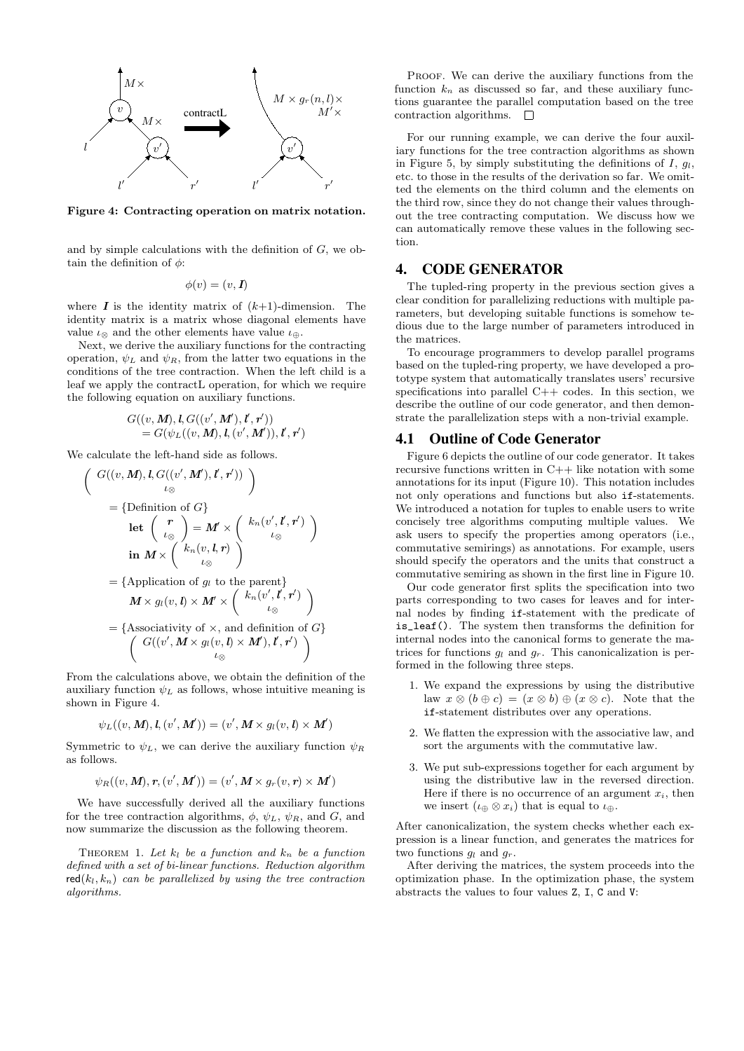**Figure 4: Contracting operation on matrix notation.**

and by simple calculations with the definition of $G$, we obtain the definition of $\phi$:

$$\phi(v) = (v, \boldsymbol{I})$$

where $\boldsymbol{I}$ is the identity matrix of $(k{+}1)$-dimension. The identity matrix is a matrix whose diagonal elements have value $\iota_\otimes$ and the other elements have value $\iota_\oplus$.

Next, we derive the auxiliary functions for the contracting operation, $\psi_L$ and $\psi_R$, from the latter two equations in the conditions of the tree contraction. When the left child is a leaf we apply the contractL operation, for which we require the following equation on auxiliary functions.

$$G((v, \boldsymbol{M}), \boldsymbol{l}, G((v', \boldsymbol{M}'), \boldsymbol{l}', \boldsymbol{r}')) \\ = G(\psi_L((v, \boldsymbol{M}), \boldsymbol{l}, (v', \boldsymbol{M}')), \boldsymbol{l}', \boldsymbol{r}')$$

We calculate the left-hand side as follows.

$$\begin{aligned}
&\begin{pmatrix} G((v, \boldsymbol{M}), \boldsymbol{l}, G((v', \boldsymbol{M}'), \boldsymbol{l}', \boldsymbol{r}')) \\ \iota_\otimes \end{pmatrix} \\
&= \{\text{Definition of } G\} \\
&\quad \textbf{let } \begin{pmatrix} \boldsymbol{r} \\ \iota_\otimes \end{pmatrix} = \boldsymbol{M}' \times \begin{pmatrix} k_n(v', \boldsymbol{l}', \boldsymbol{r}') \\ \iota_\otimes \end{pmatrix} \\
&\quad \textbf{in } \boldsymbol{M} \times \begin{pmatrix} k_n(v, \boldsymbol{l}, \boldsymbol{r}) \\ \iota_\otimes \end{pmatrix} \\
&= \{\text{Application of } g_l \text{ to the parent}\} \\
&\quad \boldsymbol{M} \times g_l(v, \boldsymbol{l}) \times \boldsymbol{M}' \times \begin{pmatrix} k_n(v', \boldsymbol{l}', \boldsymbol{r}') \\ \iota_\otimes \end{pmatrix} \\
&= \{\text{Associativity of } \times, \text{ and definition of } G\} \\
&\quad \begin{pmatrix} G((v', \boldsymbol{M} \times g_l(v, \boldsymbol{l}) \times \boldsymbol{M}'), \boldsymbol{l}', \boldsymbol{r}') \\ \iota_\otimes \end{pmatrix}
\end{aligned}$$

From the calculations above, we obtain the definition of the auxiliary function $\psi_L$ as follows, whose intuitive meaning is shown in Figure 4.

$$\psi_L((v, \boldsymbol{M}), \boldsymbol{l}, (v', \boldsymbol{M}')) = (v', \boldsymbol{M} \times g_l(v, \boldsymbol{l}) \times \boldsymbol{M}')$$

Symmetric to $\psi_L$, we can derive the auxiliary function $\psi_R$ as follows.

$$\psi_R((v, \boldsymbol{M}), \boldsymbol{r}, (v', \boldsymbol{M}')) = (v', \boldsymbol{M} \times g_r(v, \boldsymbol{r}) \times \boldsymbol{M}')$$

We have successfully derived all the auxiliary functions for the tree contraction algorithms, $\phi$, $\psi_L$, $\psi_R$, and $G$, and now summarize the discussion as the following theorem.

THEOREM 1. *Let $k_l$ be a function and $k_n$ be a function defined with a set of bi-linear functions. Reduction algorithm $\mathsf{red}(k_l, k_n)$ can be parallelized by using the tree contraction algorithms.*

PROOF. We can derive the auxiliary functions from the function $k_n$ as discussed so far, and these auxiliary functions guarantee the parallel computation based on the tree contraction algorithms. □

For our running example, we can derive the four auxiliary functions for the tree contraction algorithms as shown in Figure 5, by simply substituting the definitions of $I$, $g_l$, etc. to those in the results of the derivation so far. We omitted the elements on the third column and the elements on the third row, since they do not change their values throughout the tree contracting computation. We discuss how we can automatically remove these values in the following section.

## 4. CODE GENERATOR

The tupled-ring property in the previous section gives a clear condition for parallelizing reductions with multiple parameters, but developing suitable functions is somehow tedious due to the large number of parameters introduced in the matrices.

To encourage programmers to develop parallel programs based on the tupled-ring property, we have developed a prototype system that automatically translates users' recursive specifications into parallel C++ codes. In this section, we describe the outline of our code generator, and then demonstrate the parallelization steps with a non-trivial example.

### 4.1 Outline of Code Generator

Figure 6 depicts the outline of our code generator. It takes recursive functions written in C++ like notation with some annotations for its input (Figure 10). This notation includes not only operations and functions but also `if`-statements. We introduced a notation for tuples to enable users to write concisely tree algorithms computing multiple values. We ask users to specify the properties among operators (i.e., commutative semirings) as annotations. For example, users should specify the operators and the units that construct a commutative semiring as shown in the first line in Figure 10.

Our code generator first splits the specification into two parts corresponding to two cases for leaves and for internal nodes by finding `if`-statement with the predicate of `is_leaf()`. The system then transforms the definition for internal nodes into the canonical forms to generate the matrices for functions $g_l$ and $g_r$. This canonicalization is performed in the following three steps.

1. We expand the expressions by using the distributive law $x \otimes (b \oplus c) = (x \otimes b) \oplus (x \otimes c)$. Note that the `if`-statement distributes over any operations.
2. We flatten the expression with the associative law, and sort the arguments with the commutative law.
3. We put sub-expressions together for each argument by using the distributive law in the reversed direction. Here if there is no occurrence of an argument $x_i$, then we insert $(\iota_\oplus \otimes x_i)$ that is equal to $\iota_\oplus$.

After canonicalization, the system checks whether each expression is a linear function, and generates the matrices for two functions $g_l$ and $g_r$.

After deriving the matrices, the system proceeds into the optimization phase. In the optimization phase, the system abstracts the values to four values `Z`, `I`, `C` and `V`: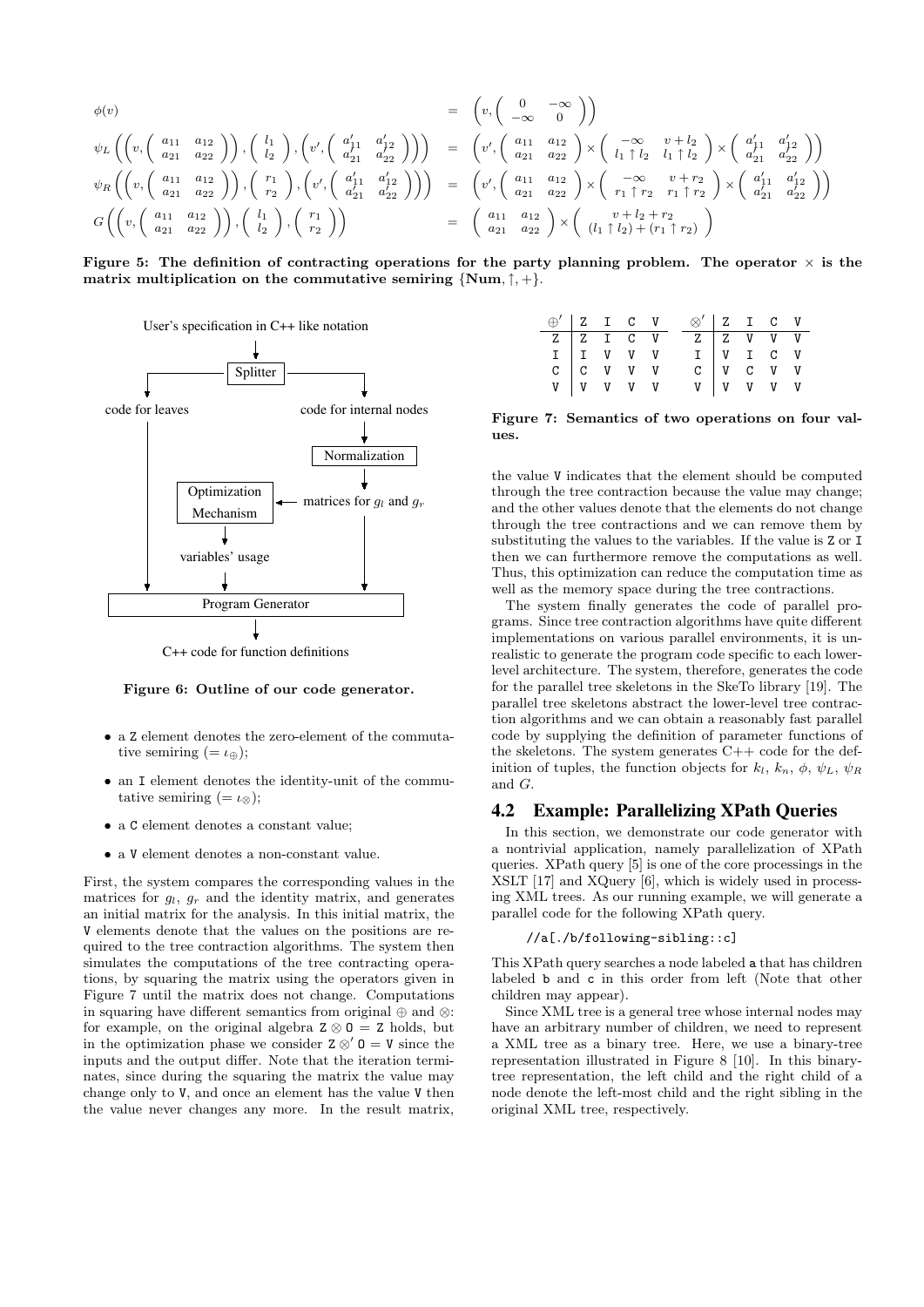$$\phi(v) = \left(v, \begin{pmatrix} 0 & -\infty \\ -\infty & 0 \end{pmatrix}\right)$$

$$\psi_L\left(\left(v, \begin{pmatrix} a_{11} & a_{12} \\ a_{21} & a_{22} \end{pmatrix}\right), \begin{pmatrix} l_1 \\ l_2 \end{pmatrix}, \left(v', \begin{pmatrix} a'_{11} & a'_{12} \\ a'_{21} & a'_{22} \end{pmatrix}\right)\right) = \left(v', \begin{pmatrix} a_{11} & a_{12} \\ a_{21} & a_{22} \end{pmatrix} \times \begin{pmatrix} -\infty & v + l_2 \\ l_1 \uparrow l_2 & l_1 \uparrow l_2 \end{pmatrix} \times \begin{pmatrix} a'_{11} & a'_{12} \\ a'_{21} & a'_{22} \end{pmatrix}\right)$$

$$\psi_R\left(\left(v, \begin{pmatrix} a_{11} & a_{12} \\ a_{21} & a_{22} \end{pmatrix}\right), \begin{pmatrix} r_1 \\ r_2 \end{pmatrix}, \left(v', \begin{pmatrix} a'_{11} & a'_{12} \\ a'_{21} & a'_{22} \end{pmatrix}\right)\right) = \left(v', \begin{pmatrix} a_{11} & a_{12} \\ a_{21} & a_{22} \end{pmatrix} \times \begin{pmatrix} -\infty & v + r_2 \\ r_1 \uparrow r_2 & r_1 \uparrow r_2 \end{pmatrix} \times \begin{pmatrix} a'_{11} & a'_{12} \\ a'_{21} & a'_{22} \end{pmatrix}\right)$$

$$G\left(\left(v, \begin{pmatrix} a_{11} & a_{12} \\ a_{21} & a_{22} \end{pmatrix}\right), \begin{pmatrix} l_1 \\ l_2 \end{pmatrix}, \begin{pmatrix} r_1 \\ r_2 \end{pmatrix}\right) = \begin{pmatrix} a_{11} & a_{12} \\ a_{21} & a_{22} \end{pmatrix} \times \begin{pmatrix} v + l_2 + r_2 \\ (l_1 \uparrow l_2) + (r_1 \uparrow r_2) \end{pmatrix}$$

**Figure 5: The definition of contracting operations for the party planning problem. The operator $\times$ is the matrix multiplication on the commutative semiring $\{\mathbf{Num}, \uparrow, +\}$.**

User's specification in C++ like notation → Splitter → code for leaves; code for internal nodes → Normalization → matrices for $g_l$ and $g_r$ → Optimization Mechanism → variables' usage → Program Generator → C++ code for function definitions

**Figure 6: Outline of our code generator.**

- a Z element denotes the zero-element of the commutative semiring ($= \iota_\oplus$);
- an I element denotes the identity-unit of the commutative semiring ($= \iota_\otimes$);
- a C element denotes a constant value;
- a V element denotes a non-constant value.

First, the system compares the corresponding values in the matrices for $g_l$, $g_r$ and the identity matrix, and generates an initial matrix for the analysis. In this initial matrix, the V elements denote that the values on the positions are required to the tree contraction algorithms. The system then simulates the computations of the tree contracting operations, by squaring the matrix using the operators given in Figure 7 until the matrix does not change. Computations in squaring have different semantics from original $\oplus$ and $\otimes$: for example, on the original algebra $\mathtt{Z} \otimes \mathtt{O} = \mathtt{Z}$ holds, but in the optimization phase we consider $\mathtt{Z} \otimes' \mathtt{O} = \mathtt{V}$ since the inputs and the output differ. Note that the iteration terminates, since during the squaring the matrix the value may change only to V, and once an element has the value V then the value never changes any more. In the result matrix,

| $\oplus'$ | Z | I | C | V |
|---|---|---|---|---|
| Z | Z | I | C | V |
| I | I | V | V | V |
| C | C | V | V | V |
| V | V | V | V | V |

| $\otimes'$ | Z | I | C | V |
|---|---|---|---|---|
| Z | Z | V | V | V |
| I | V | I | C | V |
| C | V | C | V | V |
| V | V | V | V | V |

**Figure 7: Semantics of two operations on four values.**

the value V indicates that the element should be computed through the tree contraction because the value may change; and the other values denote that the elements do not change through the tree contractions and we can remove them by substituting the values to the variables. If the value is Z or I then we can furthermore remove the computations as well. Thus, this optimization can reduce the computation time as well as the memory space during the tree contractions.

The system finally generates the code of parallel programs. Since tree contraction algorithms have quite different implementations on various parallel environments, it is unrealistic to generate the program code specific to each lower-level architecture. The system, therefore, generates the code for the parallel tree skeletons in the SkeTo library [19]. The parallel tree skeletons abstract the lower-level tree contraction algorithms and we can obtain a reasonably fast parallel code by supplying the definition of parameter functions of the skeletons. The system generates C++ code for the definition of tuples, the function objects for $k_l$, $k_n$, $\phi$, $\psi_L$, $\psi_R$ and $G$.

## 4.2 Example: Parallelizing XPath Queries

In this section, we demonstrate our code generator with a nontrivial application, namely parallelization of XPath queries. XPath query [5] is one of the core processings in the XSLT [17] and XQuery [6], which is widely used in processing XML trees. As our running example, we will generate a parallel code for the following XPath query.

```
//a[./b/following-sibling::c]
```

This XPath query searches a node labeled a that has children labeled b and c in this order from left (Note that other children may appear).

Since XML tree is a general tree whose internal nodes may have an arbitrary number of children, we need to represent a XML tree as a binary tree. Here, we use a binary-tree representation illustrated in Figure 8 [10]. In this binary-tree representation, the left child and the right child of a node denote the left-most child and the right sibling in the original XML tree, respectively.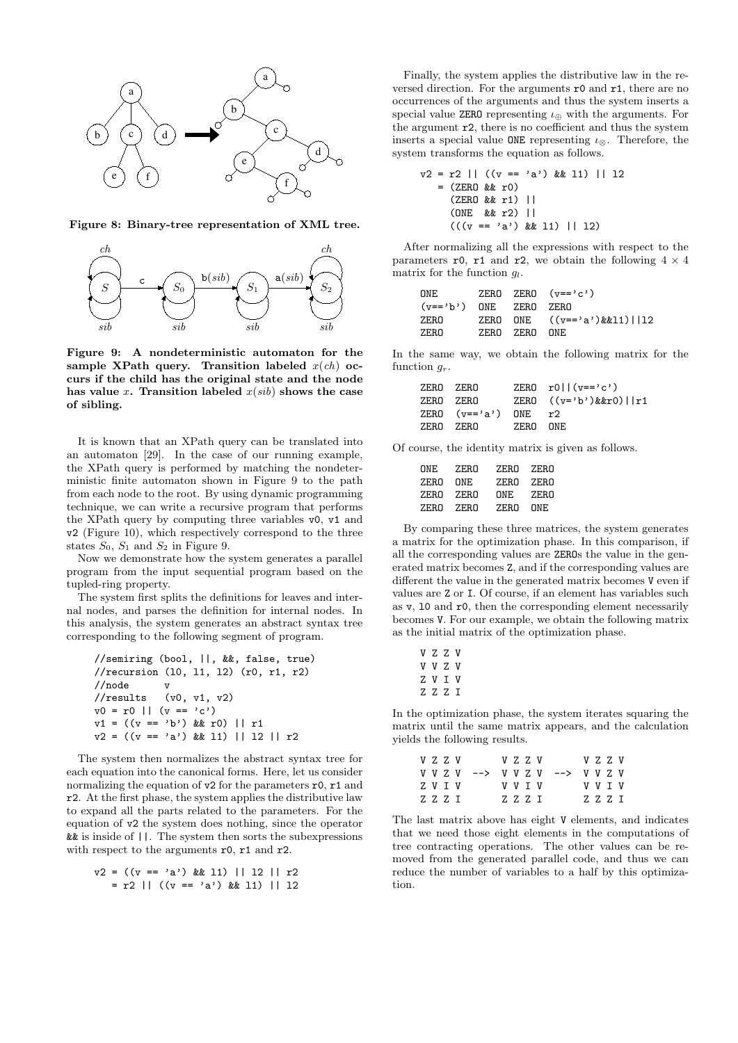**Figure 8: Binary-tree representation of XML tree.**

**Figure 9: A nondeterministic automaton for the sample XPath query. Transition labeled $x(ch)$ occurs if the child has the original state and the node has value $x$. Transition labeled $x(sib)$ shows the case of sibling.**

It is known that an XPath query can be translated into an automaton [29]. In the case of our running example, the XPath query is performed by matching the nondeterministic finite automaton shown in Figure 9 to the path from each node to the root. By using dynamic programming technique, we can write a recursive program that performs the XPath query by computing three variables v0, v1 and v2 (Figure 10), which respectively correspond to the three states $S_0$, $S_1$ and $S_2$ in Figure 9.

Now we demonstrate how the system generates a parallel program from the input sequential program based on the tupled-ring property.

The system first splits the definitions for leaves and internal nodes, and parses the definition for internal nodes. In this analysis, the system generates an abstract syntax tree corresponding to the following segment of program.

```
//semiring (bool, ||, &&, false, true)
//recursion (l0, l1, l2) (r0, r1, r2)
//node      v
//results   (v0, v1, v2)
v0 = r0 || (v == 'c')
v1 = ((v == 'b') && r0) || r1
v2 = ((v == 'a') && l1) || l2 || r2
```

The system then normalizes the abstract syntax tree for each equation into the canonical forms. Here, let us consider normalizing the equation of v2 for the parameters r0, r1 and r2. At the first phase, the system applies the distributive law to expand all the parts related to the parameters. For the equation of v2 the system does nothing, since the operator && is inside of ||. The system then sorts the subexpressions with respect to the arguments r0, r1 and r2.

```
v2 = ((v == 'a') && l1) || l2 || r2
   = r2 || ((v == 'a') && l1) || l2
```

Finally, the system applies the distributive law in the reversed direction. For the arguments r0 and r1, there are no occurrences of the arguments and thus the system inserts a special value ZERO representing $\iota_\oplus$ with the arguments. For the argument r2, there is no coefficient and thus the system inserts a special value ONE representing $\iota_\otimes$. Therefore, the system transforms the equation as follows.

```
v2 = r2 || ((v == 'a') && l1) || l2
   = (ZERO && r0)
     (ZERO && r1) ||
     (ONE  && r2) ||
     (((v == 'a') && l1) || l2)
```

After normalizing all the expressions with respect to the parameters r0, r1 and r2, we obtain the following $4 \times 4$ matrix for the function $g_l$.

```
ONE        ZERO  ZERO  (v=='c')
(v=='b')   ONE   ZERO  ZERO
ZERO       ZERO  ONE   ((v=='a')&&l1)||l2
ZERO       ZERO  ZERO  ONE
```

In the same way, we obtain the following matrix for the function $g_r$.

```
ZERO  ZERO      ZERO  r0||(v=='c')
ZERO  ZERO      ZERO  ((v='b')&&r0)||r1
ZERO  (v=='a')  ONE   r2
ZERO  ZERO      ZERO  ONE
```

Of course, the identity matrix is given as follows.

```
ONE   ZERO  ZERO  ZERO
ZERO  ONE   ZERO  ZERO
ZERO  ZERO  ONE   ZERO
ZERO  ZERO  ZERO  ONE
```

By comparing these three matrices, the system generates a matrix for the optimization phase. In this comparison, if all the corresponding values are ZEROs the value in the generated matrix becomes Z, and if the corresponding values are different the value in the generated matrix becomes V even if values are Z or I. Of course, if an element has variables such as v, l0 and r0, then the corresponding element necessarily becomes V. For our example, we obtain the following matrix as the initial matrix of the optimization phase.

```
V Z Z V
V V Z V
Z V I V
Z Z Z I
```

In the optimization phase, the system iterates squaring the matrix until the same matrix appears, and the calculation yields the following results.

```
V Z Z V       V Z Z V       V Z Z V
V V Z V  -->  V V Z V  -->  V V Z V
Z V I V       V V I V       V V I V
Z Z Z I       Z Z Z I       Z Z Z I
```

The last matrix above has eight V elements, and indicates that we need those eight elements in the computations of tree contracting operations. The other values can be removed from the generated parallel code, and thus we can reduce the number of variables to a half by this optimization.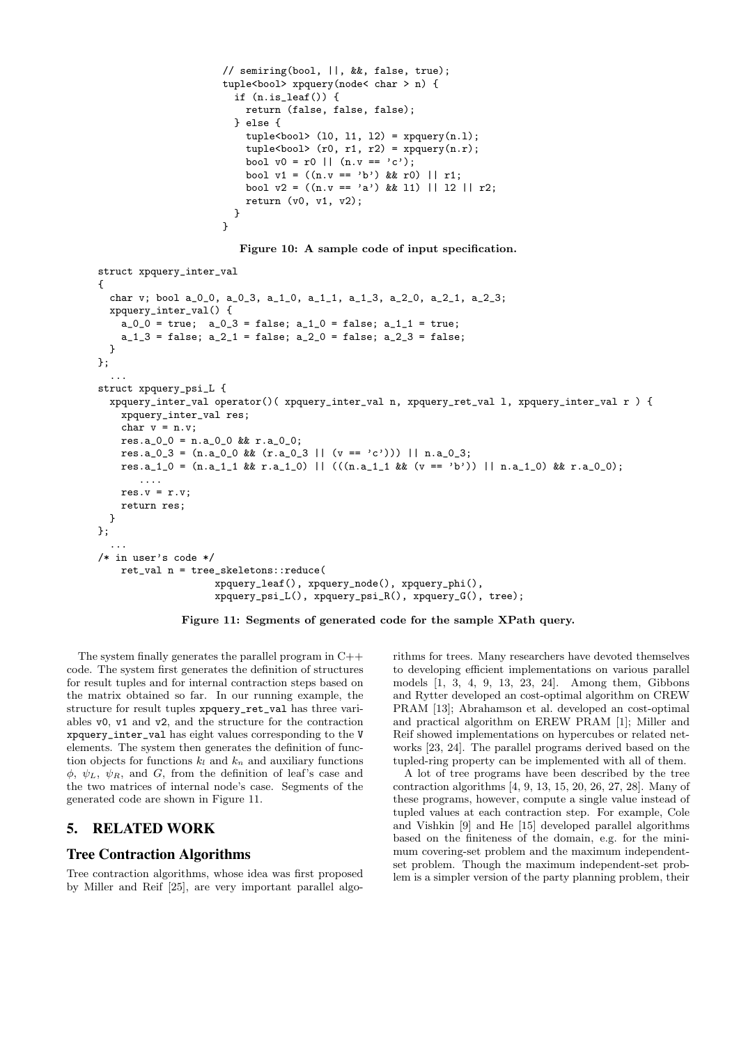```
// semiring(bool, ||, &&, false, true);
tuple<bool> xpquery(node< char > n) {
  if (n.is_leaf()) {
    return (false, false, false);
  } else {
    tuple<bool> (l0, l1, l2) = xpquery(n.l);
    tuple<bool> (r0, r1, r2) = xpquery(n.r);
    bool v0 = r0 || (n.v == 'c');
    bool v1 = ((n.v == 'b') && r0) || r1;
    bool v2 = ((n.v == 'a') && l1) || l2 || r2;
    return (v0, v1, v2);
  }
}
```

**Figure 10: A sample code of input specification.**

```
struct xpquery_inter_val
{
  char v; bool a_0_0, a_0_3, a_1_0, a_1_1, a_1_3, a_2_0, a_2_1, a_2_3;
  xpquery_inter_val() {
    a_0_0 = true;  a_0_3 = false; a_1_0 = false; a_1_1 = true;
    a_1_3 = false; a_2_1 = false; a_2_0 = false; a_2_3 = false;
  }
};
  ...
struct xpquery_psi_L {
  xpquery_inter_val operator()( xpquery_inter_val n, xpquery_ret_val l, xpquery_inter_val r ) {
    xpquery_inter_val res;
    char v = n.v;
    res.a_0_0 = n.a_0_0 && r.a_0_0;
    res.a_0_3 = (n.a_0_0 && (r.a_0_3 || (v == 'c'))) || n.a_0_3;
    res.a_1_0 = (n.a_1_1 && r.a_1_0) || (((n.a_1_1 && (v == 'b')) || n.a_1_0) && r.a_0_0);
       ....
    res.v = r.v;
    return res;
  }
};
  ...
/* in user's code */
    ret_val n = tree_skeletons::reduce(
                   xpquery_leaf(), xpquery_node(), xpquery_phi(),
                   xpquery_psi_L(), xpquery_psi_R(), xpquery_G(), tree);
```

**Figure 11: Segments of generated code for the sample XPath query.**

The system finally generates the parallel program in C++ code. The system first generates the definition of structures for result tuples and for internal contraction steps based on the matrix obtained so far. In our running example, the structure for result tuples `xpquery_ret_val` has three variables `v0`, `v1` and `v2`, and the structure for the contraction `xpquery_inter_val` has eight values corresponding to the `V` elements. The system then generates the definition of function objects for functions $k_l$ and $k_n$ and auxiliary functions $\phi$, $\psi_L$, $\psi_R$, and $G$, from the definition of leaf's case and the two matrices of internal node's case. Segments of the generated code are shown in Figure 11.

## 5. RELATED WORK

### Tree Contraction Algorithms

Tree contraction algorithms, whose idea was first proposed by Miller and Reif [25], are very important parallel algorithms for trees. Many researchers have devoted themselves to developing efficient implementations on various parallel models [1, 3, 4, 9, 13, 23, 24]. Among them, Gibbons and Rytter developed an cost-optimal algorithm on CREW PRAM [13]; Abrahamson et al. developed an cost-optimal and practical algorithm on EREW PRAM [1]; Miller and Reif showed implementations on hypercubes or related networks [23, 24]. The parallel programs derived based on the tupled-ring property can be implemented with all of them.

A lot of tree programs have been described by the tree contraction algorithms [4, 9, 13, 15, 20, 26, 27, 28]. Many of these programs, however, compute a single value instead of tupled values at each contraction step. For example, Cole and Vishkin [9] and He [15] developed parallel algorithms based on the finiteness of the domain, e.g. for the minimum covering-set problem and the maximum independent-set problem. Though the maximum independent-set problem is a simpler version of the party planning problem, their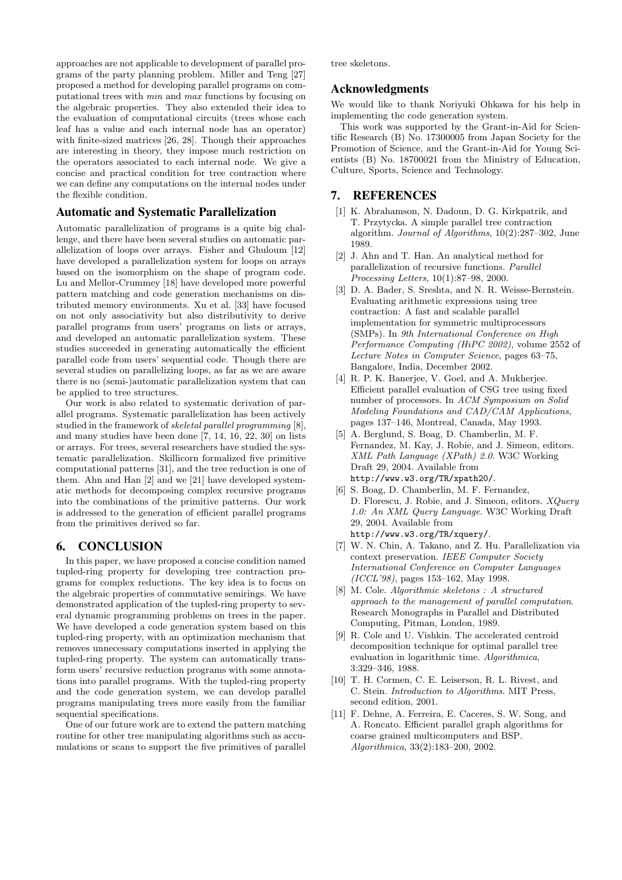approaches are not applicable to development of parallel programs of the party planning problem. Miller and Teng [27] proposed a method for developing parallel programs on computational trees with *min* and *max* functions by focusing on the algebraic properties. They also extended their idea to the evaluation of computational circuits (trees whose each leaf has a value and each internal node has an operator) with finite-sized matrices [26, 28]. Though their approaches are interesting in theory, they impose much restriction on the operators associated to each internal node. We give a concise and practical condition for tree contraction where we can define any computations on the internal nodes under the flexible condition.

### Automatic and Systematic Parallelization

Automatic parallelization of programs is a quite big challenge, and there have been several studies on automatic parallelization of loops over arrays. Fisher and Ghuloum [12] have developed a parallelization system for loops on arrays based on the isomorphism on the shape of program code. Lu and Mellor-Crummey [18] have developed more powerful pattern matching and code generation mechanisms on distributed memory environments. Xu et al. [33] have focused on not only associativity but also distributivity to derive parallel programs from users' programs on lists or arrays, and developed an automatic parallelization system. These studies succeeded in generating automatically the efficient parallel code from users' sequential code. Though there are several studies on parallelizing loops, as far as we are aware there is no (semi-)automatic parallelization system that can be applied to tree structures.

Our work is also related to systematic derivation of parallel programs. Systematic parallelization has been actively studied in the framework of *skeletal parallel programming* [8], and many studies have been done [7, 14, 16, 22, 30] on lists or arrays. For trees, several researchers have studied the systematic parallelization. Skillicorn formalized five primitive computational patterns [31], and the tree reduction is one of them. Ahn and Han [2] and we [21] have developed systematic methods for decomposing complex recursive programs into the combinations of the primitive patterns. Our work is addressed to the generation of efficient parallel programs from the primitives derived so far.

## 6. CONCLUSION

In this paper, we have proposed a concise condition named tupled-ring property for developing tree contraction programs for complex reductions. The key idea is to focus on the algebraic properties of commutative semirings. We have demonstrated application of the tupled-ring property to several dynamic programming problems on trees in the paper. We have developed a code generation system based on this tupled-ring property, with an optimization mechanism that removes unnecessary computations inserted in applying the tupled-ring property. The system can automatically transform users' recursive reduction programs with some annotations into parallel programs. With the tupled-ring property and the code generation system, we can develop parallel programs manipulating trees more easily from the familiar sequential specifications.

One of our future work are to extend the pattern matching routine for other tree manipulating algorithms such as accumulations or scans to support the five primitives of parallel tree skeletons.

## Acknowledgments

We would like to thank Noriyuki Ohkawa for his help in implementing the code generation system.

This work was supported by the Grant-in-Aid for Scientific Research (B) No. 17300005 from Japan Society for the Promotion of Science, and the Grant-in-Aid for Young Scientists (B) No. 18700021 from the Ministry of Education, Culture, Sports, Science and Technology.

## 7. REFERENCES

[1] K. Abrahamson, N. Dadoun, D. G. Kirkpatrik, and T. Przytycka. A simple parallel tree contraction algorithm. *Journal of Algorithms*, 10(2):287–302, June 1989.

[2] J. Ahn and T. Han. An analytical method for parallelization of recursive functions. *Parallel Processing Letters*, 10(1):87–98, 2000.

[3] D. A. Bader, S. Sreshta, and N. R. Weisse-Bernstein. Evaluating arithmetic expressions using tree contraction: A fast and scalable parallel implementation for symmetric multiprocessors (SMPs). In *9th International Conference on High Performance Computing (HiPC 2002)*, volume 2552 of *Lecture Notes in Computer Science*, pages 63–75, Bangalore, India, December 2002.

[4] R. P. K. Banerjee, V. Goel, and A. Mukherjee. Efficient parallel evaluation of CSG tree using fixed number of processors. In *ACM Symposium on Solid Modeling Foundations and CAD/CAM Applications*, pages 137–146, Montreal, Canada, May 1993.

[5] A. Berglund, S. Boag, D. Chamberlin, M. F. Fernandez, M. Kay, J. Robie, and J. Simeon, editors. *XML Path Language (XPath) 2.0*. W3C Working Draft 29, 2004. Available from `http://www.w3.org/TR/xpath20/`.

[6] S. Boag, D. Chamberlin, M. F. Fernandez, D. Florescu, J. Robie, and J. Simeon, editors. *XQuery 1.0: An XML Query Language*. W3C Working Draft 29, 2004. Available from `http://www.w3.org/TR/xquery/`.

[7] W. N. Chin, A. Takano, and Z. Hu. Parallelization via context preservation. *IEEE Computer Society International Conference on Computer Languages (ICCL'98)*, pages 153–162, May 1998.

[8] M. Cole. *Algorithmic skeletons : A structured approach to the management of parallel computation*. Research Monographs in Parallel and Distributed Computing, Pitman, London, 1989.

[9] R. Cole and U. Vishkin. The accelerated centroid decomposition technique for optimal parallel tree evaluation in logarithmic time. *Algorithmica*, 3:329–346, 1988.

[10] T. H. Cormen, C. E. Leiserson, R. L. Rivest, and C. Stein. *Introduction to Algorithms*. MIT Press, second edition, 2001.

[11] F. Dehne, A. Ferreira, E. Caceres, S. W. Song, and A. Roncato. Efficient parallel graph algorithms for coarse grained multicomputers and BSP. *Algorithmica*, 33(2):183–200, 2002.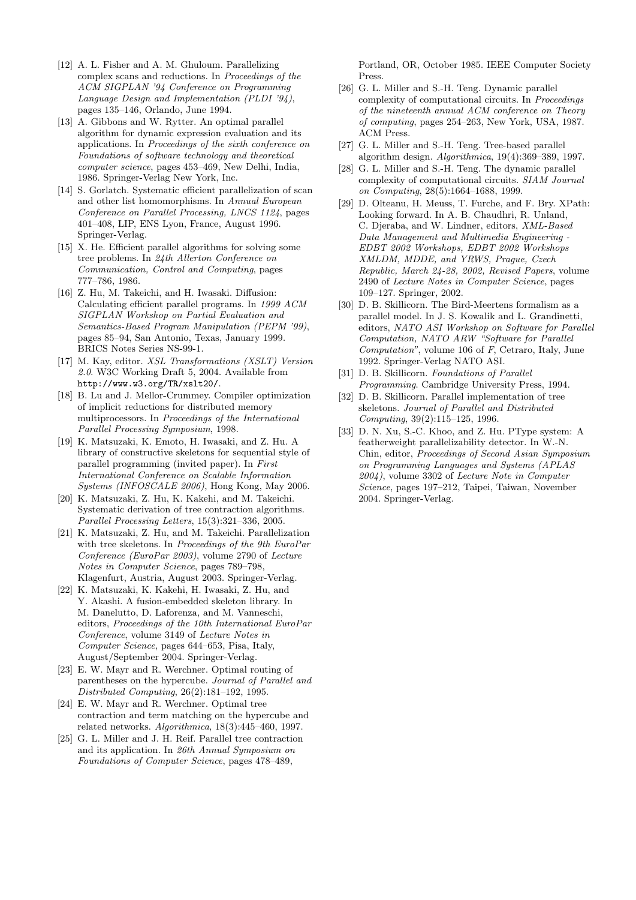[12] A. L. Fisher and A. M. Ghuloum. Parallelizing complex scans and reductions. In *Proceedings of the ACM SIGPLAN '94 Conference on Programming Language Design and Implementation (PLDI '94)*, pages 135–146, Orlando, June 1994.

[13] A. Gibbons and W. Rytter. An optimal parallel algorithm for dynamic expression evaluation and its applications. In *Proceedings of the sixth conference on Foundations of software technology and theoretical computer science*, pages 453–469, New Delhi, India, 1986. Springer-Verlag New York, Inc.

[14] S. Gorlatch. Systematic efficient parallelization of scan and other list homomorphisms. In *Annual European Conference on Parallel Processing, LNCS 1124*, pages 401–408, LIP, ENS Lyon, France, August 1996. Springer-Verlag.

[15] X. He. Efficient parallel algorithms for solving some tree problems. In *24th Allerton Conference on Communication, Control and Computing*, pages 777–786, 1986.

[16] Z. Hu, M. Takeichi, and H. Iwasaki. Diffusion: Calculating efficient parallel programs. In *1999 ACM SIGPLAN Workshop on Partial Evaluation and Semantics-Based Program Manipulation (PEPM '99)*, pages 85–94, San Antonio, Texas, January 1999. BRICS Notes Series NS-99-1.

[17] M. Kay, editor. *XSL Transformations (XSLT) Version 2.0*. W3C Working Draft 5, 2004. Available from `http://www.w3.org/TR/xslt20/`.

[18] B. Lu and J. Mellor-Crummey. Compiler optimization of implicit reductions for distributed memory multiprocessors. In *Proceedings of the International Parallel Processing Symposium*, 1998.

[19] K. Matsuzaki, K. Emoto, H. Iwasaki, and Z. Hu. A library of constructive skeletons for sequential style of parallel programming (invited paper). In *First International Conference on Scalable Information Systems (INFOSCALE 2006)*, Hong Kong, May 2006.

[20] K. Matsuzaki, Z. Hu, K. Kakehi, and M. Takeichi. Systematic derivation of tree contraction algorithms. *Parallel Processing Letters*, 15(3):321–336, 2005.

[21] K. Matsuzaki, Z. Hu, and M. Takeichi. Parallelization with tree skeletons. In *Proceedings of the 9th EuroPar Conference (EuroPar 2003)*, volume 2790 of *Lecture Notes in Computer Science*, pages 789–798, Klagenfurt, Austria, August 2003. Springer-Verlag.

[22] K. Matsuzaki, K. Kakehi, H. Iwasaki, Z. Hu, and Y. Akashi. A fusion-embedded skeleton library. In M. Danelutto, D. Laforenza, and M. Vanneschi, editors, *Proceedings of the 10th International EuroPar Conference*, volume 3149 of *Lecture Notes in Computer Science*, pages 644–653, Pisa, Italy, August/September 2004. Springer-Verlag.

[23] E. W. Mayr and R. Werchner. Optimal routing of parentheses on the hypercube. *Journal of Parallel and Distributed Computing*, 26(2):181–192, 1995.

[24] E. W. Mayr and R. Werchner. Optimal tree contraction and term matching on the hypercube and related networks. *Algorithmica*, 18(3):445–460, 1997.

[25] G. L. Miller and J. H. Reif. Parallel tree contraction and its application. In *26th Annual Symposium on Foundations of Computer Science*, pages 478–489, Portland, OR, October 1985. IEEE Computer Society Press.

[26] G. L. Miller and S.-H. Teng. Dynamic parallel complexity of computational circuits. In *Proceedings of the nineteenth annual ACM conference on Theory of computing*, pages 254–263, New York, USA, 1987. ACM Press.

[27] G. L. Miller and S.-H. Teng. Tree-based parallel algorithm design. *Algorithmica*, 19(4):369–389, 1997.

[28] G. L. Miller and S.-H. Teng. The dynamic parallel complexity of computational circuits. *SIAM Journal on Computing*, 28(5):1664–1688, 1999.

[29] D. Olteanu, H. Meuss, T. Furche, and F. Bry. XPath: Looking forward. In A. B. Chaudhri, R. Unland, C. Djeraba, and W. Lindner, editors, *XML-Based Data Management and Multimedia Engineering - EDBT 2002 Workshops, EDBT 2002 Workshops XMLDM, MDDE, and YRWS, Prague, Czech Republic, March 24-28, 2002, Revised Papers*, volume 2490 of *Lecture Notes in Computer Science*, pages 109–127. Springer, 2002.

[30] D. B. Skillicorn. The Bird-Meertens formalism as a parallel model. In J. S. Kowalik and L. Grandinetti, editors, *NATO ASI Workshop on Software for Parallel Computation, NATO ARW "Software for Parallel Computation"*, volume 106 of *F*, Cetraro, Italy, June 1992. Springer-Verlag NATO ASI.

[31] D. B. Skillicorn. *Foundations of Parallel Programming*. Cambridge University Press, 1994.

[32] D. B. Skillicorn. Parallel implementation of tree skeletons. *Journal of Parallel and Distributed Computing*, 39(2):115–125, 1996.

[33] D. N. Xu, S.-C. Khoo, and Z. Hu. PType system: A featherweight parallelizability detector. In W.-N. Chin, editor, *Proceedings of Second Asian Symposium on Programming Languages and Systems (APLAS 2004)*, volume 3302 of *Lecture Note in Computer Science*, pages 197–212, Taipei, Taiwan, November 2004. Springer-Verlag.